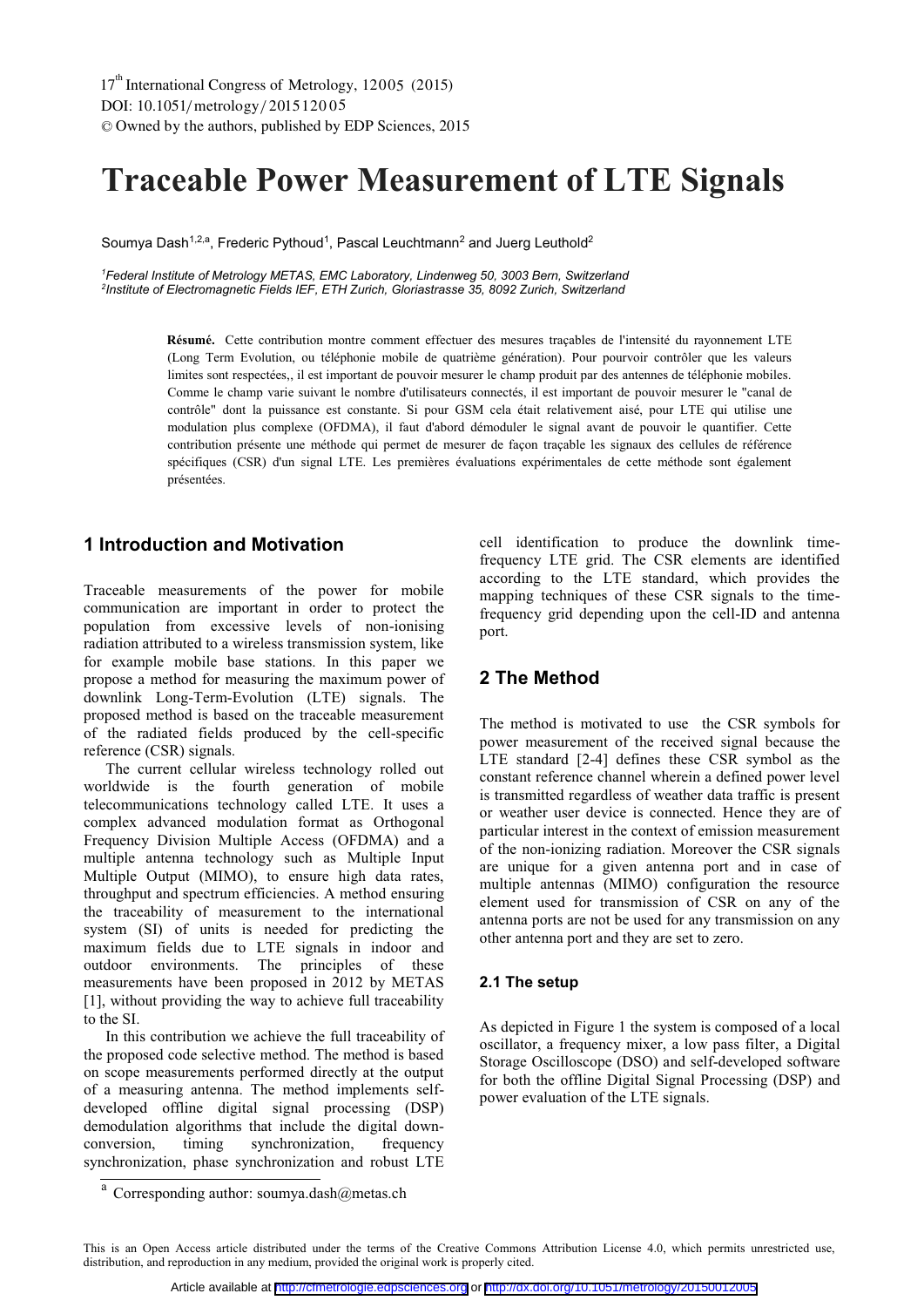17th International Congress of Metrology, 12005 (2015)
DOI: 10.1051/metrology/20151 2005
© Owned by the authors, published by EDP Sciences, 2015

# Traceable Power Measurement of LTE Signals

Soumya Dash[1,2,a], Frederic Pythoud[1], Pascal Leuchtmann[2] and Juerg Leuthold[2]

[1]*Federal Institute of Metrology METAS, EMC Laboratory, Lindenweg 50, 3003 Bern, Switzerland*
[2]*Institute of Electromagnetic Fields IEF, ETH Zurich, Gloriastrasse 35, 8092 Zurich, Switzerland*

**Résumé.** Cette contribution montre comment effectuer des mesures traçables de l'intensité du rayonnement LTE (Long Term Evolution, ou téléphonie mobile de quatrième génération). Pour pourvoir contrôler que les valeurs limites sont respectées,, il est important de pouvoir mesurer le champ produit par des antennes de téléphonie mobiles. Comme le champ varie suivant le nombre d'utilisateurs connectés, il est important de pouvoir mesurer le "canal de contrôle" dont la puissance est constante. Si pour GSM cela était relativement aisé, pour LTE qui utilise une modulation plus complexe (OFDMA), il faut d'abord démoduler le signal avant de pouvoir le quantifier. Cette contribution présente une méthode qui permet de mesurer de façon traçable les signaux des cellules de référence spécifiques (CSR) d'un signal LTE. Les premières évaluations expérimentales de cette méthode sont également présentées.

## 1 Introduction and Motivation

Traceable measurements of the power for mobile communication are important in order to protect the population from excessive levels of non-ionising radiation attributed to a wireless transmission system, like for example mobile base stations. In this paper we propose a method for measuring the maximum power of downlink Long-Term-Evolution (LTE) signals. The proposed method is based on the traceable measurement of the radiated fields produced by the cell-specific reference (CSR) signals.

The current cellular wireless technology rolled out worldwide is the fourth generation of mobile telecommunications technology called LTE. It uses a complex advanced modulation format as Orthogonal Frequency Division Multiple Access (OFDMA) and a multiple antenna technology such as Multiple Input Multiple Output (MIMO), to ensure high data rates, throughput and spectrum efficiencies. A method ensuring the traceability of measurement to the international system (SI) of units is needed for predicting the maximum fields due to LTE signals in indoor and outdoor environments. The principles of these measurements have been proposed in 2012 by METAS [1], without providing the way to achieve full traceability to the SI.

In this contribution we achieve the full traceability of the proposed code selective method. The method is based on scope measurements performed directly at the output of a measuring antenna. The method implements self-developed offline digital signal processing (DSP) demodulation algorithms that include the digital down-conversion, timing synchronization, frequency synchronization, phase synchronization and robust LTE cell identification to produce the downlink time-frequency LTE grid. The CSR elements are identified according to the LTE standard, which provides the mapping techniques of these CSR signals to the time-frequency grid depending upon the cell-ID and antenna port.

## 2 The Method

The method is motivated to use the CSR symbols for power measurement of the received signal because the LTE standard [2-4] defines these CSR symbol as the constant reference channel wherein a defined power level is transmitted regardless of weather data traffic is present or weather user device is connected. Hence they are of particular interest in the context of emission measurement of the non-ionizing radiation. Moreover the CSR signals are unique for a given antenna port and in case of multiple antennas (MIMO) configuration the resource element used for transmission of CSR on any of the antenna ports are not be used for any transmission on any other antenna port and they are set to zero.

### 2.1 The setup

As depicted in Figure 1 the system is composed of a local oscillator, a frequency mixer, a low pass filter, a Digital Storage Oscilloscope (DSO) and self-developed software for both the offline Digital Signal Processing (DSP) and power evaluation of the LTE signals.

[a] Corresponding author: soumya.dash@metas.ch

This is an Open Access article distributed under the terms of the Creative Commons Attribution License 4.0, which permits unrestricted use, distribution, and reproduction in any medium, provided the original work is properly cited.

Article available at http://cfmetrologie.edpsciences.org or http://dx.doi.org/10.1051/metrology/20150012005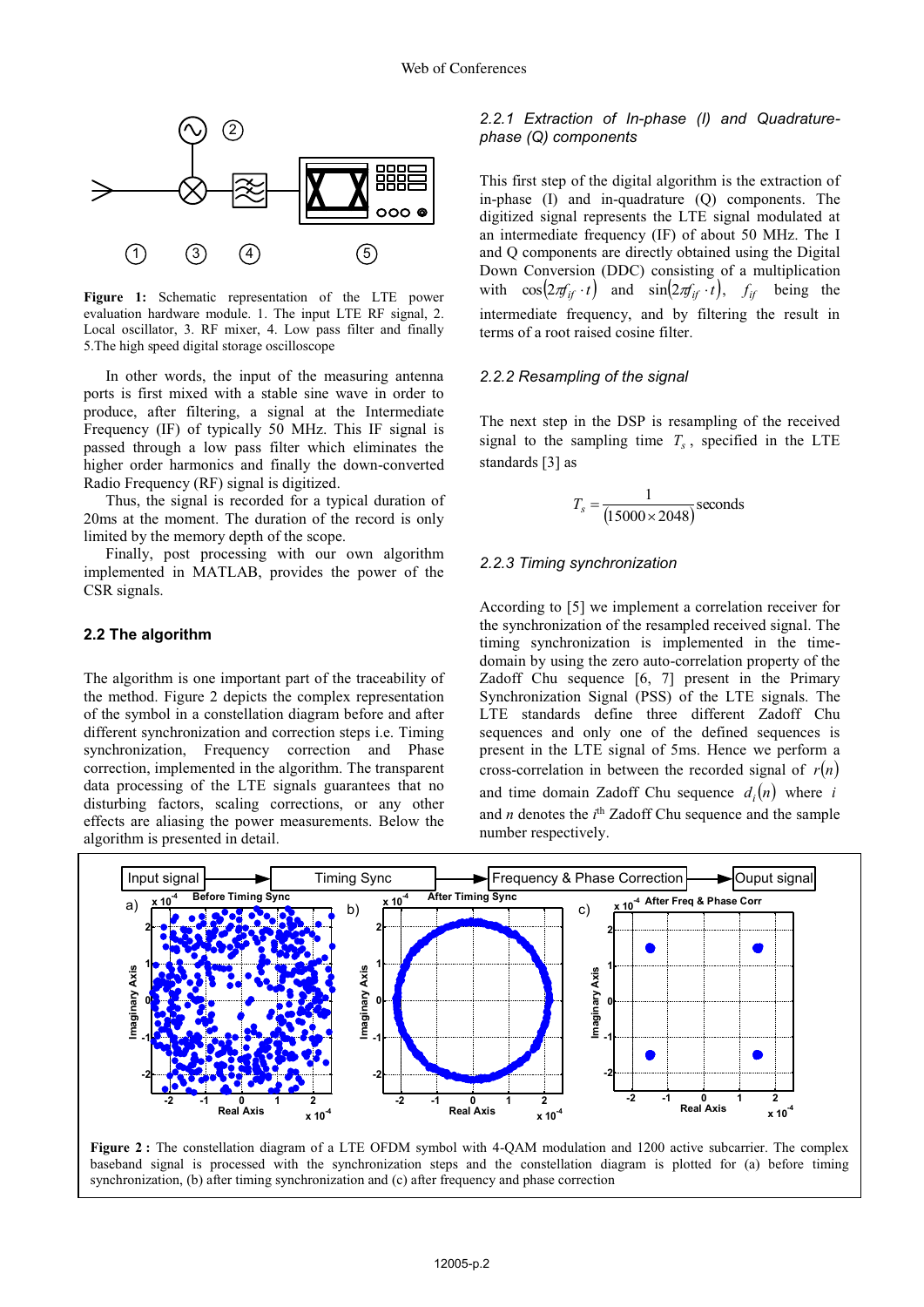**Figure 1:** Schematic representation of the LTE power evaluation hardware module. 1. The input LTE RF signal, 2. Local oscillator, 3. RF mixer, 4. Low pass filter and finally 5.The high speed digital storage oscilloscope

In other words, the input of the measuring antenna ports is first mixed with a stable sine wave in order to produce, after filtering, a signal at the Intermediate Frequency (IF) of typically 50 MHz. This IF signal is passed through a low pass filter which eliminates the higher order harmonics and finally the down-converted Radio Frequency (RF) signal is digitized.

Thus, the signal is recorded for a typical duration of 20ms at the moment. The duration of the record is only limited by the memory depth of the scope.

Finally, post processing with our own algorithm implemented in MATLAB, provides the power of the CSR signals.

## 2.2 The algorithm

The algorithm is one important part of the traceability of the method. Figure 2 depicts the complex representation of the symbol in a constellation diagram before and after different synchronization and correction steps i.e. Timing synchronization, Frequency correction and Phase correction, implemented in the algorithm. The transparent data processing of the LTE signals guarantees that no disturbing factors, scaling corrections, or any other effects are aliasing the power measurements. Below the algorithm is presented in detail.

### *2.2.1 Extraction of In-phase (I) and Quadrature-phase (Q) components*

This first step of the digital algorithm is the extraction of in-phase (I) and in-quadrature (Q) components. The digitized signal represents the LTE signal modulated at an intermediate frequency (IF) of about 50 MHz. The I and Q components are directly obtained using the Digital Down Conversion (DDC) consisting of a multiplication with $\cos(2\pi f_{if} \cdot t)$ and $\sin(2\pi f_{if} \cdot t)$, $f_{if}$ being the intermediate frequency, and by filtering the result in terms of a root raised cosine filter.

### *2.2.2 Resampling of the signal*

The next step in the DSP is resampling of the received signal to the sampling time $T_s$, specified in the LTE standards [3] as

$$T_s = \frac{1}{(15000 \times 2048)} \text{seconds}$$

### *2.2.3 Timing synchronization*

According to [5] we implement a correlation receiver for the synchronization of the resampled received signal. The timing synchronization is implemented in the time-domain by using the zero auto-correlation property of the Zadoff Chu sequence [6, 7] present in the Primary Synchronization Signal (PSS) of the LTE signals. The LTE standards define three different Zadoff Chu sequences and only one of the defined sequences is present in the LTE signal of 5ms. Hence we perform a cross-correlation in between the recorded signal of $r(n)$ and time domain Zadoff Chu sequence $d_i(n)$ where $i$ and $n$ denotes the $i^{\text{th}}$ Zadoff Chu sequence and the sample number respectively.

**Figure 2 :** The constellation diagram of a LTE OFDM symbol with 4-QAM modulation and 1200 active subcarrier. The complex baseband signal is processed with the synchronization steps and the constellation diagram is plotted for (a) before timing synchronization, (b) after timing synchronization and (c) after frequency and phase correction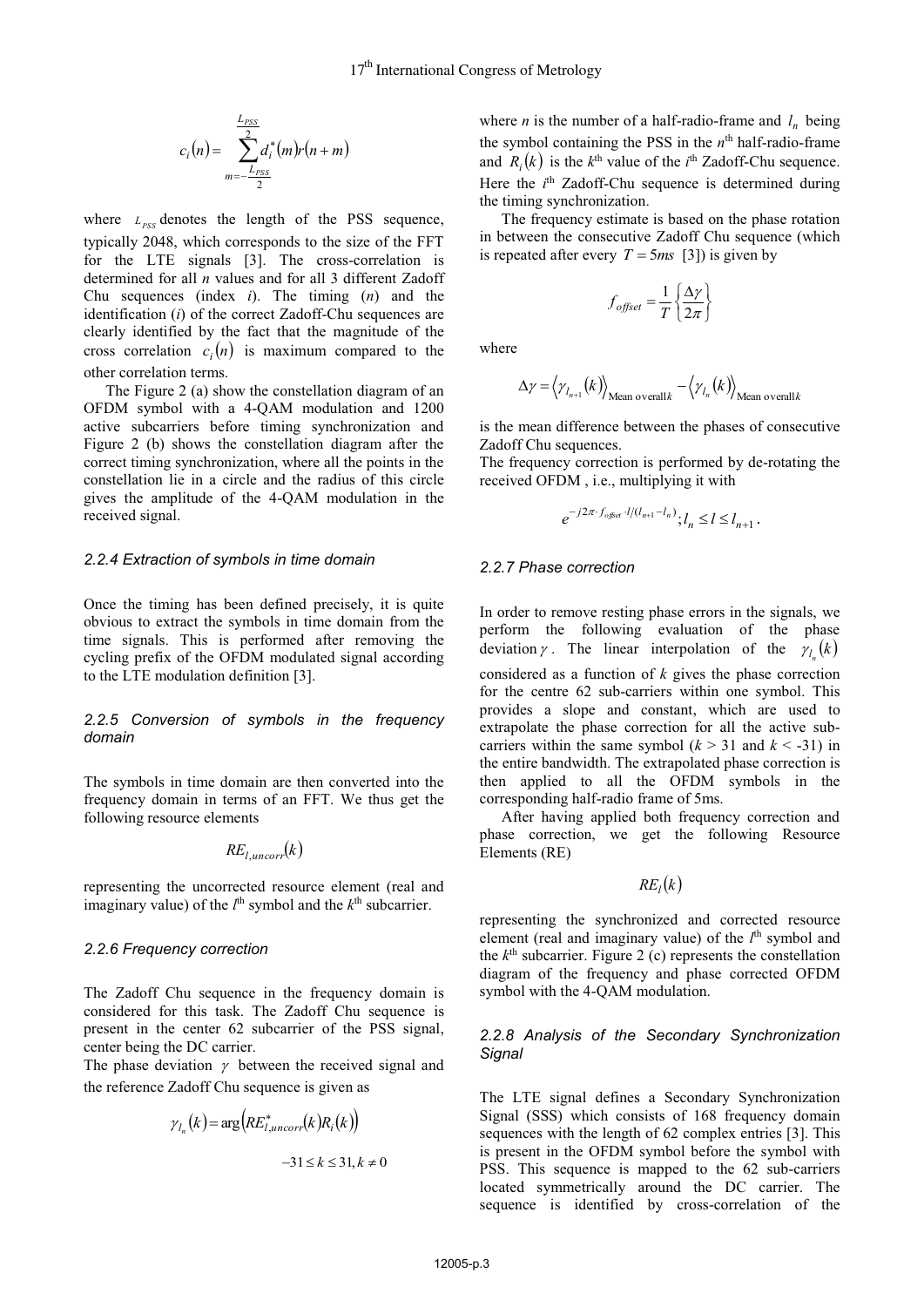$$c_i(n) = \sum_{m=-\frac{L_{PSS}}{2}}^{\frac{L_{PSS}}{2}} d_i^*(m) r(n+m)$$

where $L_{PSS}$ denotes the length of the PSS sequence, typically 2048, which corresponds to the size of the FFT for the LTE signals [3]. The cross-correlation is determined for all $n$ values and for all 3 different Zadoff Chu sequences (index $i$). The timing ($n$) and the identification ($i$) of the correct Zadoff-Chu sequences are clearly identified by the fact that the magnitude of the cross correlation $c_i(n)$ is maximum compared to the other correlation terms.

The Figure 2 (a) show the constellation diagram of an OFDM symbol with a 4-QAM modulation and 1200 active subcarriers before timing synchronization and Figure 2 (b) shows the constellation diagram after the correct timing synchronization, where all the points in the constellation lie in a circle and the radius of this circle gives the amplitude of the 4-QAM modulation in the received signal.

### *2.2.4 Extraction of symbols in time domain*

Once the timing has been defined precisely, it is quite obvious to extract the symbols in time domain from the time signals. This is performed after removing the cycling prefix of the OFDM modulated signal according to the LTE modulation definition [3].

### *2.2.5 Conversion of symbols in the frequency domain*

The symbols in time domain are then converted into the frequency domain in terms of an FFT. We thus get the following resource elements

$$RE_{l,uncorr}(k)$$

representing the uncorrected resource element (real and imaginary value) of the $l^{\text{th}}$ symbol and the $k^{\text{th}}$ subcarrier.

### *2.2.6 Frequency correction*

The Zadoff Chu sequence in the frequency domain is considered for this task. The Zadoff Chu sequence is present in the center 62 subcarrier of the PSS signal, center being the DC carrier.

The phase deviation $\gamma$ between the received signal and the reference Zadoff Chu sequence is given as

$$\gamma_{l_n}(k) = \arg\left(RE^*_{l,uncorr}(k) R_i(k)\right)$$

$$-31 \le k \le 31, k \ne 0$$

where $n$ is the number of a half-radio-frame and $l_n$ being the symbol containing the PSS in the $n^{\text{th}}$ half-radio-frame and $R_i(k)$ is the $k^{\text{th}}$ value of the $i^{\text{th}}$ Zadoff-Chu sequence. Here the $i^{\text{th}}$ Zadoff-Chu sequence is determined during the timing synchronization.

The frequency estimate is based on the phase rotation in between the consecutive Zadoff Chu sequence (which is repeated after every $T = 5ms$ [3]) is given by

$$f_{offset} = \frac{1}{T}\left\{\frac{\Delta\gamma}{2\pi}\right\}$$

where

$$\Delta\gamma = \left\langle \gamma_{l_{n+1}}(k) \right\rangle_{\text{Mean overall}\,k} - \left\langle \gamma_{l_n}(k) \right\rangle_{\text{Mean overall}\,k}$$

is the mean difference between the phases of consecutive Zadoff Chu sequences.

The frequency correction is performed by de-rotating the received OFDM , i.e., multiplying it with

$$e^{-j2\pi \cdot f_{offset} \cdot l/(l_{n+1}-l_n)}; l_n \le l \le l_{n+1}.$$

### *2.2.7 Phase correction*

In order to remove resting phase errors in the signals, we perform the following evaluation of the phase deviation $\gamma$. The linear interpolation of the $\gamma_{l_n}(k)$ considered as a function of $k$ gives the phase correction for the centre 62 sub-carriers within one symbol. This provides a slope and constant, which are used to extrapolate the phase correction for all the active sub-carriers within the same symbol ($k > 31$ and $k < -31$) in the entire bandwidth. The extrapolated phase correction is then applied to all the OFDM symbols in the corresponding half-radio frame of 5ms.

After having applied both frequency correction and phase correction, we get the following Resource Elements (RE)

$$RE_l(k)$$

representing the synchronized and corrected resource element (real and imaginary value) of the $l^{\text{th}}$ symbol and the $k^{\text{th}}$ subcarrier. Figure 2 (c) represents the constellation diagram of the frequency and phase corrected OFDM symbol with the 4-QAM modulation.

### *2.2.8 Analysis of the Secondary Synchronization Signal*

The LTE signal defines a Secondary Synchronization Signal (SSS) which consists of 168 frequency domain sequences with the length of 62 complex entries [3]. This is present in the OFDM symbol before the symbol with PSS. This sequence is mapped to the 62 sub-carriers located symmetrically around the DC carrier. The sequence is identified by cross-correlation of the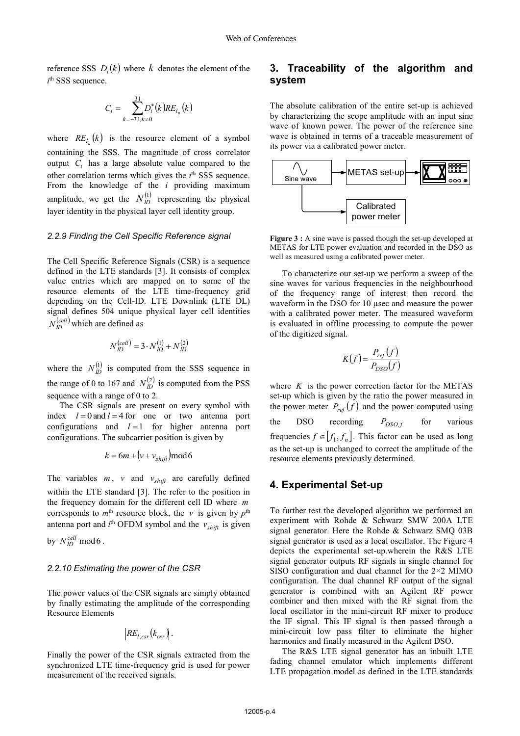reference SSS $D_i(k)$ where $k$ denotes the element of the $i^{th}$ SSS sequence.

$$C_i = \sum_{k=-31, k\neq 0}^{31} D_i^*(k) RE_{l_n}(k)$$

where $RE_{l_n}(k)$ is the resource element of a symbol containing the SSS. The magnitude of cross correlator output $C_i$ has a large absolute value compared to the other correlation terms which gives the $i^{th}$ SSS sequence. From the knowledge of the $i$ providing maximum amplitude, we get the $N_{ID}^{(1)}$ representing the physical layer identity in the physical layer cell identity group.

#### *2.2.9 Finding the Cell Specific Reference signal*

The Cell Specific Reference Signals (CSR) is a sequence defined in the LTE standards [3]. It consists of complex value entries which are mapped on to some of the resource elements of the LTE time-frequency grid depending on the Cell-ID. LTE Downlink (LTE DL) signal defines 504 unique physical layer cell identities $N_{ID}^{(cell)}$ which are defined as

$$N_{ID}^{(cell)} = 3 \cdot N_{ID}^{(1)} + N_{ID}^{(2)}$$

where the $N_{ID}^{(1)}$ is computed from the SSS sequence in the range of 0 to 167 and $N_{ID}^{(2)}$ is computed from the PSS sequence with a range of 0 to 2.

The CSR signals are present on every symbol with index $l = 0$ and $l = 4$ for one or two antenna port configurations and $l = 1$ for higher antenna port configurations. The subcarrier position is given by

$$k = 6m + (v + v_{shift}) \bmod 6$$

The variables $m$, $v$ and $v_{shift}$ are carefully defined within the LTE standard [3]. The refer to the position in the frequency domain for the different cell ID where $m$ corresponds to $m^{th}$ resource block, the $v$ is given by $p^{th}$ antenna port and $l^{th}$ OFDM symbol and the $v_{shift}$ is given by $N_{ID}^{cell} \bmod 6$.

#### *2.2.10 Estimating the power of the CSR*

The power values of the CSR signals are simply obtained by finally estimating the amplitude of the corresponding Resource Elements

$$\left| RE_{l,csr}(k_{csr}) \right|.$$

Finally the power of the CSR signals extracted from the synchronized LTE time-frequency grid is used for power measurement of the received signals.

## 3. Traceability of the algorithm and system

The absolute calibration of the entire set-up is achieved by characterizing the scope amplitude with an input sine wave of known power. The power of the reference sine wave is obtained in terms of a traceable measurement of its power via a calibrated power meter.

**Figure 3 :** A sine wave is passed though the set-up developed at METAS for LTE power evaluation and recorded in the DSO as well as measured using a calibrated power meter.

To characterize our set-up we perform a sweep of the sine waves for various frequencies in the neighbourhood of the frequency range of interest then record the waveform in the DSO for 10 µsec and measure the power with a calibrated power meter. The measured waveform is evaluated in offline processing to compute the power of the digitized signal.

$$K(f) = \frac{P_{ref}(f)}{P_{DSO}(f)}$$

where $K$ is the power correction factor for the METAS set-up which is given by the ratio the power measured in the power meter $P_{ref}(f)$ and the power computed using the DSO recording $P_{DSO,f}$ for various frequencies $f \in [f_1, f_n]$. This factor can be used as long as the set-up is unchanged to correct the amplitude of the resource elements previously determined.

## 4. Experimental Set-up

To further test the developed algorithm we performed an experiment with Rohde & Schwarz SMW 200A LTE signal generator. Here the Rohde & Schwarz SMQ 03B signal generator is used as a local oscillator. The Figure 4 depicts the experimental set-up.wherein the R&S LTE signal generator outputs RF signals in single channel for SISO configuration and dual channel for the 2×2 MIMO configuration. The dual channel RF output of the signal generator is combined with an Agilent RF power combiner and then mixed with the RF signal from the local oscillator in the mini-circuit RF mixer to produce the IF signal. This IF signal is then passed through a mini-circuit low pass filter to eliminate the higher harmonics and finally measured in the Agilent DSO.

The R&S LTE signal generator has an inbuilt LTE fading channel emulator which implements different LTE propagation model as defined in the LTE standards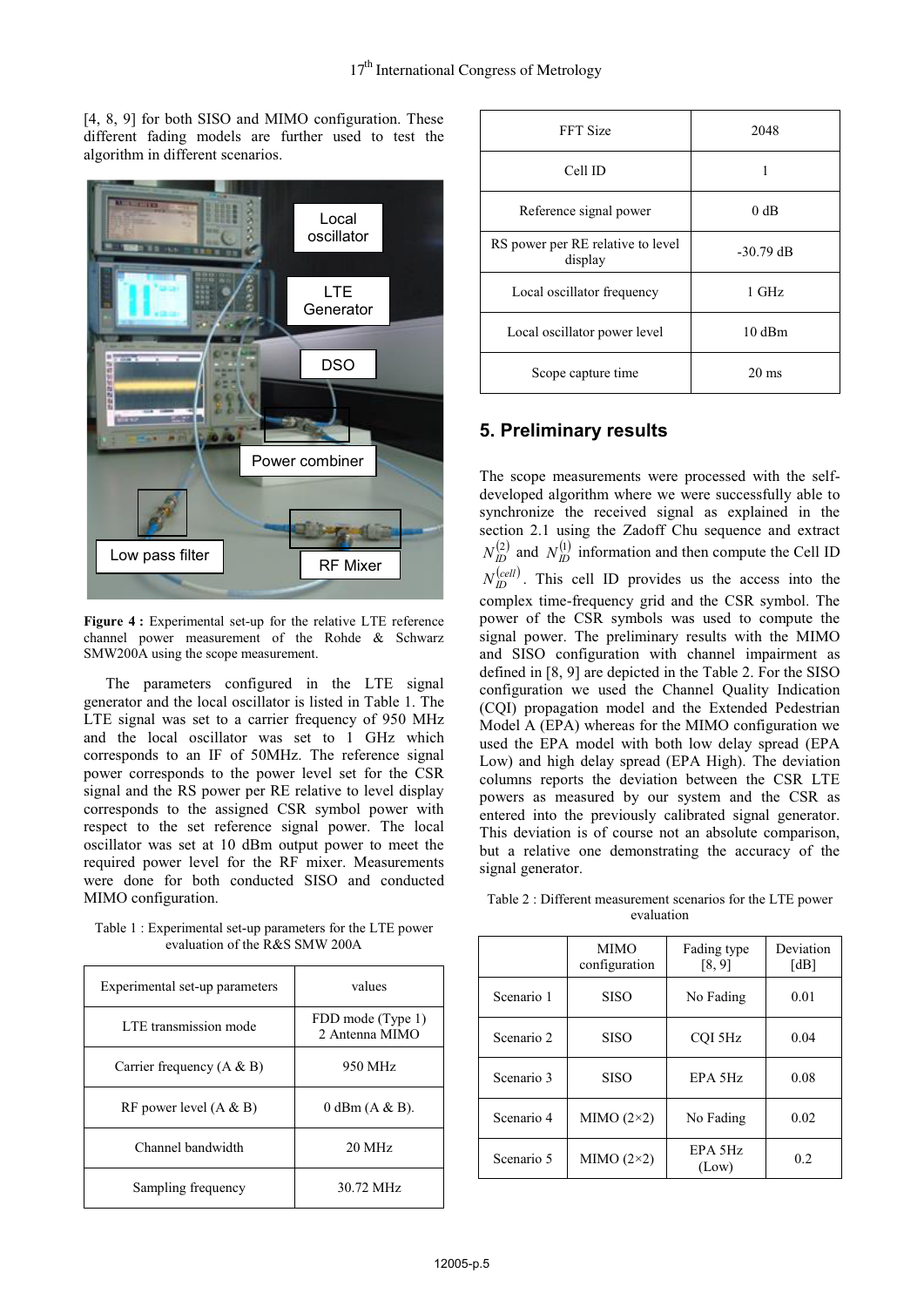[4, 8, 9] for both SISO and MIMO configuration. These different fading models are further used to test the algorithm in different scenarios.

**Figure 4 :** Experimental set-up for the relative LTE reference channel power measurement of the Rohde & Schwarz SMW200A using the scope measurement.

The parameters configured in the LTE signal generator and the local oscillator is listed in Table 1. The LTE signal was set to a carrier frequency of 950 MHz and the local oscillator was set to 1 GHz which corresponds to an IF of 50MHz. The reference signal power corresponds to the power level set for the CSR signal and the RS power per RE relative to level display corresponds to the assigned CSR symbol power with respect to the set reference signal power. The local oscillator was set at 10 dBm output power to meet the required power level for the RF mixer. Measurements were done for both conducted SISO and conducted MIMO configuration.

Table 1 : Experimental set-up parameters for the LTE power evaluation of the R&S SMW 200A

| Experimental set-up parameters | values |
|---|---|
| LTE transmission mode | FDD mode (Type 1) 2 Antenna MIMO |
| Carrier frequency (A & B) | 950 MHz |
| RF power level (A & B) | 0 dBm (A & B). |
| Channel bandwidth | 20 MHz |
| Sampling frequency | 30.72 MHz |
| FFT Size | 2048 |
| Cell ID | 1 |
| Reference signal power | 0 dB |
| RS power per RE relative to level display | -30.79 dB |
| Local oscillator frequency | 1 GHz |
| Local oscillator power level | 10 dBm |
| Scope capture time | 20 ms |

## 5. Preliminary results

The scope measurements were processed with the self-developed algorithm where we were successfully able to synchronize the received signal as explained in the section 2.1 using the Zadoff Chu sequence and extract $N_{ID}^{(2)}$ and $N_{ID}^{(1)}$ information and then compute the Cell ID $N_{ID}^{(cell)}$. This cell ID provides us the access into the complex time-frequency grid and the CSR symbol. The power of the CSR symbols was used to compute the signal power. The preliminary results with the MIMO and SISO configuration with channel impairment as defined in [8, 9] are depicted in the Table 2. For the SISO configuration we used the Channel Quality Indication (CQI) propagation model and the Extended Pedestrian Model A (EPA) whereas for the MIMO configuration we used the EPA model with both low delay spread (EPA Low) and high delay spread (EPA High). The deviation columns reports the deviation between the CSR LTE powers as measured by our system and the CSR as entered into the previously calibrated signal generator. This deviation is of course not an absolute comparison, but a relative one demonstrating the accuracy of the signal generator.

Table 2 : Different measurement scenarios for the LTE power evaluation

| | MIMO configuration | Fading type [8, 9] | Deviation [dB] |
|---|---|---|---|
| Scenario 1 | SISO | No Fading | 0.01 |
| Scenario 2 | SISO | CQI 5Hz | 0.04 |
| Scenario 3 | SISO | EPA 5Hz | 0.08 |
| Scenario 4 | MIMO (2×2) | No Fading | 0.02 |
| Scenario 5 | MIMO (2×2) | EPA 5Hz (Low) | 0.2 |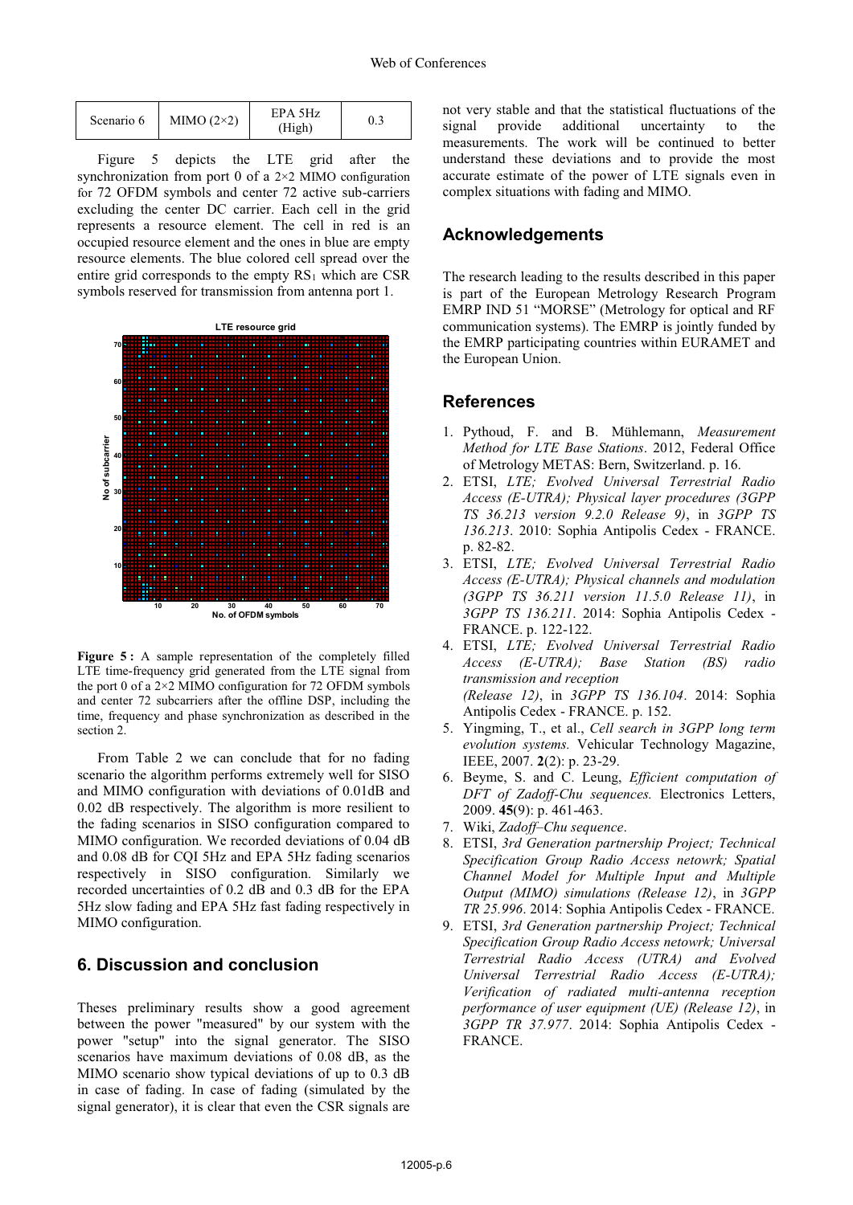| | | | |
|---|---|---|---|
| Scenario 6 | MIMO (2×2) | EPA 5Hz (High) | 0.3 |

Figure 5 depicts the LTE grid after the synchronization from port 0 of a 2×2 MIMO configuration for 72 OFDM symbols and center 72 active sub-carriers excluding the center DC carrier. Each cell in the grid represents a resource element. The cell in red is an occupied resource element and the ones in blue are empty resource elements. The blue colored cell spread over the entire grid corresponds to the empty $RS_1$ which are CSR symbols reserved for transmission from antenna port 1.

LTE resource grid

No of subcarrier

No. of OFDM symbols

10 20 30 40 50 60 70

**Figure 5 :** A sample representation of the completely filled LTE time-frequency grid generated from the LTE signal from the port 0 of a 2×2 MIMO configuration for 72 OFDM symbols and center 72 subcarriers after the offline DSP, including the time, frequency and phase synchronization as described in the section 2.

From Table 2 we can conclude that for no fading scenario the algorithm performs extremely well for SISO and MIMO configuration with deviations of 0.01dB and 0.02 dB respectively. The algorithm is more resilient to the fading scenarios in SISO configuration compared to MIMO configuration. We recorded deviations of 0.04 dB and 0.08 dB for CQI 5Hz and EPA 5Hz fading scenarios respectively in SISO configuration. Similarly we recorded uncertainties of 0.2 dB and 0.3 dB for the EPA 5Hz slow fading and EPA 5Hz fast fading respectively in MIMO configuration.

## 6. Discussion and conclusion

Theses preliminary results show a good agreement between the power "measured" by our system with the power "setup" into the signal generator. The SISO scenarios have maximum deviations of 0.08 dB, as the MIMO scenario show typical deviations of up to 0.3 dB in case of fading. In case of fading (simulated by the signal generator), it is clear that even the CSR signals are not very stable and that the statistical fluctuations of the signal provide additional uncertainty to the measurements. The work will be continued to better understand these deviations and to provide the most accurate estimate of the power of LTE signals even in complex situations with fading and MIMO.

## Acknowledgements

The research leading to the results described in this paper is part of the European Metrology Research Program EMRP IND 51 "MORSE" (Metrology for optical and RF communication systems). The EMRP is jointly funded by the EMRP participating countries within EURAMET and the European Union.

## References

1. Pythoud, F. and B. Mühlemann, *Measurement Method for LTE Base Stations*. 2012, Federal Office of Metrology METAS: Bern, Switzerland. p. 16.
2. ETSI, *LTE; Evolved Universal Terrestrial Radio Access (E-UTRA); Physical layer procedures (3GPP TS 36.213 version 9.2.0 Release 9)*, in *3GPP TS 136.213*. 2010: Sophia Antipolis Cedex - FRANCE. p. 82-82.
3. ETSI, *LTE; Evolved Universal Terrestrial Radio Access (E-UTRA); Physical channels and modulation (3GPP TS 36.211 version 11.5.0 Release 11)*, in *3GPP TS 136.211*. 2014: Sophia Antipolis Cedex - FRANCE. p. 122-122.
4. ETSI, *LTE; Evolved Universal Terrestrial Radio Access (E-UTRA); Base Station (BS) radio transmission and reception (Release 12)*, in *3GPP TS 136.104*. 2014: Sophia Antipolis Cedex - FRANCE. p. 152.
5. Yingming, T., et al., *Cell search in 3GPP long term evolution systems.* Vehicular Technology Magazine, IEEE, 2007. **2**(2): p. 23-29.
6. Beyme, S. and C. Leung, *Efficient computation of DFT of Zadoff-Chu sequences.* Electronics Letters, 2009. **45**(9): p. 461-463.
7. Wiki, *Zadoff–Chu sequence*.
8. ETSI, *3rd Generation partnership Project; Technical Specification Group Radio Access netowrk; Spatial Channel Model for Multiple Input and Multiple Output (MIMO) simulations (Release 12)*, in *3GPP TR 25.996*. 2014: Sophia Antipolis Cedex - FRANCE.
9. ETSI, *3rd Generation partnership Project; Technical Specification Group Radio Access netowrk; Universal Terrestrial Radio Access (UTRA) and Evolved Universal Terrestrial Radio Access (E-UTRA); Verification of radiated multi-antenna reception performance of user equipment (UE) (Release 12)*, in *3GPP TR 37.977*. 2014: Sophia Antipolis Cedex - FRANCE.